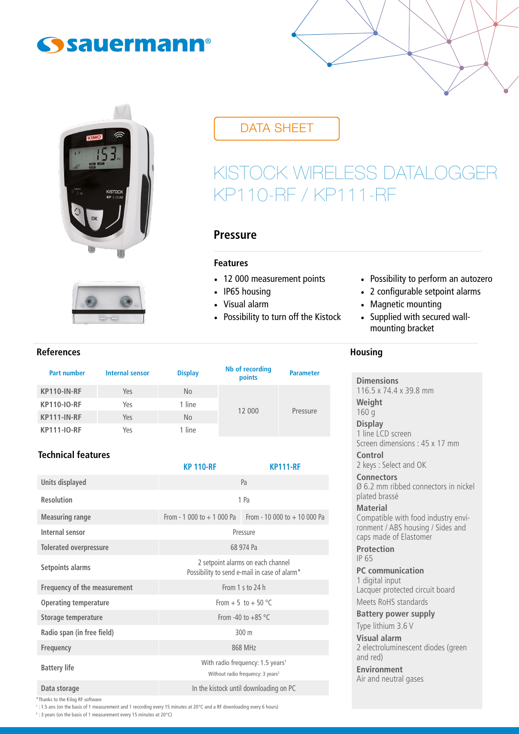sauermann®

DATA SHEET

# KISTOCK WIRELESS DATALOGGER KP110-RF / KP111-RF

## Pressure

### Features

- 12 000 measurement points
- IP65 housing
- Visual alarm
- Possibility to turn off the Kistock
- Possibility to perform an autozero
- 2 configurable setpoint alarms
- Magnetic mounting
- Supplied with secured wall-mounting bracket

### References

| Part number | Internal sensor | Display | Nb of recording points | Parameter |
|---|---|---|---|---|
| KP110-IN-RF | Yes | No | 12 000 | Pressure |
| KP110-IO-RF | Yes | 1 line | | |
| KP111-IN-RF | Yes | No | | |
| KP111-IO-RF | Yes | 1 line | | |

### Technical features

| | KP 110-RF | KP111-RF |
|---|---|---|
| Units displayed | Pa | |
| Resolution | 1 Pa | |
| Measuring range | From - 1 000 to + 1 000 Pa | From - 10 000 to + 10 000 Pa |
| Internal sensor | Pressure | |
| Tolerated overpressure | 68 974 Pa | |
| Setpoints alarms | 2 setpoint alarms on each channel<br>Possibility to send e-mail in case of alarm* | |
| Frequency of the measurement | From 1 s to 24 h | |
| Operating temperature | From + 5 to + 50 °C | |
| Storage temperature | From -40 to +85 °C | |
| Radio span (in free field) | 300 m | |
| Frequency | 868 MHz | |
| Battery life | With radio frequency: 1.5 years[1]<br>Without radio frequency: 3 years[2] | |
| Data storage | In the kistock until downloading on PC | |

*Thanks to the Kilog RF software

[1] : 1.5 ans (on the basis of 1 measurement and 1 recording every 15 minutes at 20°C and a RF downloading every 6 hours)

[2] : 3 years (on the basis of 1 measurement every 15 minutes at 20°C)

### Housing

**Dimensions**
116.5 x 74.4 x 39.8 mm

**Weight**
160 g

**Display**
1 line LCD screen
Screen dimensions : 45 x 17 mm

**Control**
2 keys : Select and OK

**Connectors**
Ø 6.2 mm ribbed connectors in nickel plated brassé

**Material**
Compatible with food industry environment / ABS housing / Sides and caps made of Elastomer

**Protection**
IP 65

**PC communication**
1 digital input
Lacquer protected circuit board

Meets RoHS standards

**Battery power supply**
Type lithium 3.6 V

**Visual alarm**
2 electroluminescent diodes (green and red)

**Environment**
Air and neutral gases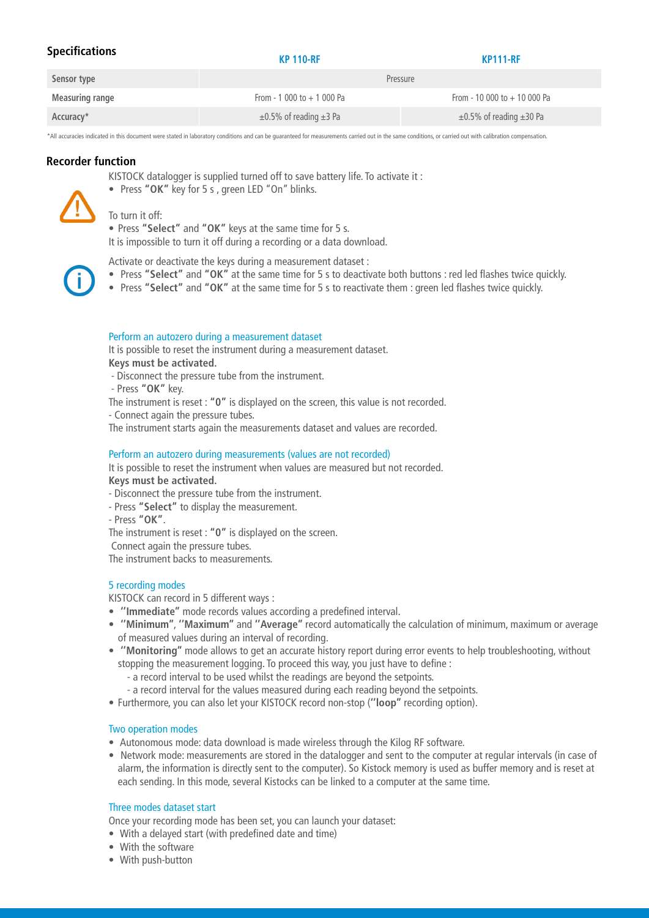## Specifications

| | KP 110-RF | KP111-RF |
|---|---|---|
| Sensor type | Pressure | |
| Measuring range | From - 1 000 to + 1 000 Pa | From - 10 000 to + 10 000 Pa |
| Accuracy* | ±0.5% of reading ±3 Pa | ±0.5% of reading ±30 Pa |

*All accuracies indicated in this document were stated in laboratory conditions and can be guaranteed for measurements carried out in the same conditions, or carried out with calibration compensation.

## Recorder function

KISTOCK datalogger is supplied turned off to save battery life. To activate it :

- Press **"OK"** key for 5 s , green LED "On" blinks.

To turn it off:

- Press **"Select"** and **"OK"** keys at the same time for 5 s.

It is impossible to turn it off during a recording or a data download.

Activate or deactivate the keys during a measurement dataset :

- Press **"Select"** and **"OK"** at the same time for 5 s to deactivate both buttons : red led flashes twice quickly.
- Press **"Select"** and **"OK"** at the same time for 5 s to reactivate them : green led flashes twice quickly.

### Perform an autozero during a measurement dataset

It is possible to reset the instrument during a measurement dataset.

**Keys must be activated.**

- Disconnect the pressure tube from the instrument.
- Press **"OK"** key.

The instrument is reset : **"0"** is displayed on the screen, this value is not recorded.

- Connect again the pressure tubes.

The instrument starts again the measurements dataset and values are recorded.

### Perform an autozero during measurements (values are not recorded)

It is possible to reset the instrument when values are measured but not recorded.

**Keys must be activated.**

- Disconnect the pressure tube from the instrument.
- Press **"Select"** to display the measurement.
- Press **"OK"**.

The instrument is reset : **"0"** is displayed on the screen.

Connect again the pressure tubes.

The instrument backs to measurements.

### 5 recording modes

KISTOCK can record in 5 different ways :

- **"Immediate"** mode records values according a predefined interval.
- **"Minimum"**, **"Maximum"** and **"Average"** record automatically the calculation of minimum, maximum or average of measured values during an interval of recording.
- **"Monitoring"** mode allows to get an accurate history report during error events to help troubleshooting, without stopping the measurement logging. To proceed this way, you just have to define :
  - a record interval to be used whilst the readings are beyond the setpoints.
  - a record interval for the values measured during each reading beyond the setpoints.
- Furthermore, you can also let your KISTOCK record non-stop (**"loop"** recording option).

### Two operation modes

- Autonomous mode: data download is made wireless through the Kilog RF software.
- Network mode: measurements are stored in the datalogger and sent to the computer at regular intervals (in case of alarm, the information is directly sent to the computer). So Kistock memory is used as buffer memory and is reset at each sending. In this mode, several Kistocks can be linked to a computer at the same time.

### Three modes dataset start

Once your recording mode has been set, you can launch your dataset:

- With a delayed start (with predefined date and time)
- With the software
- With push-button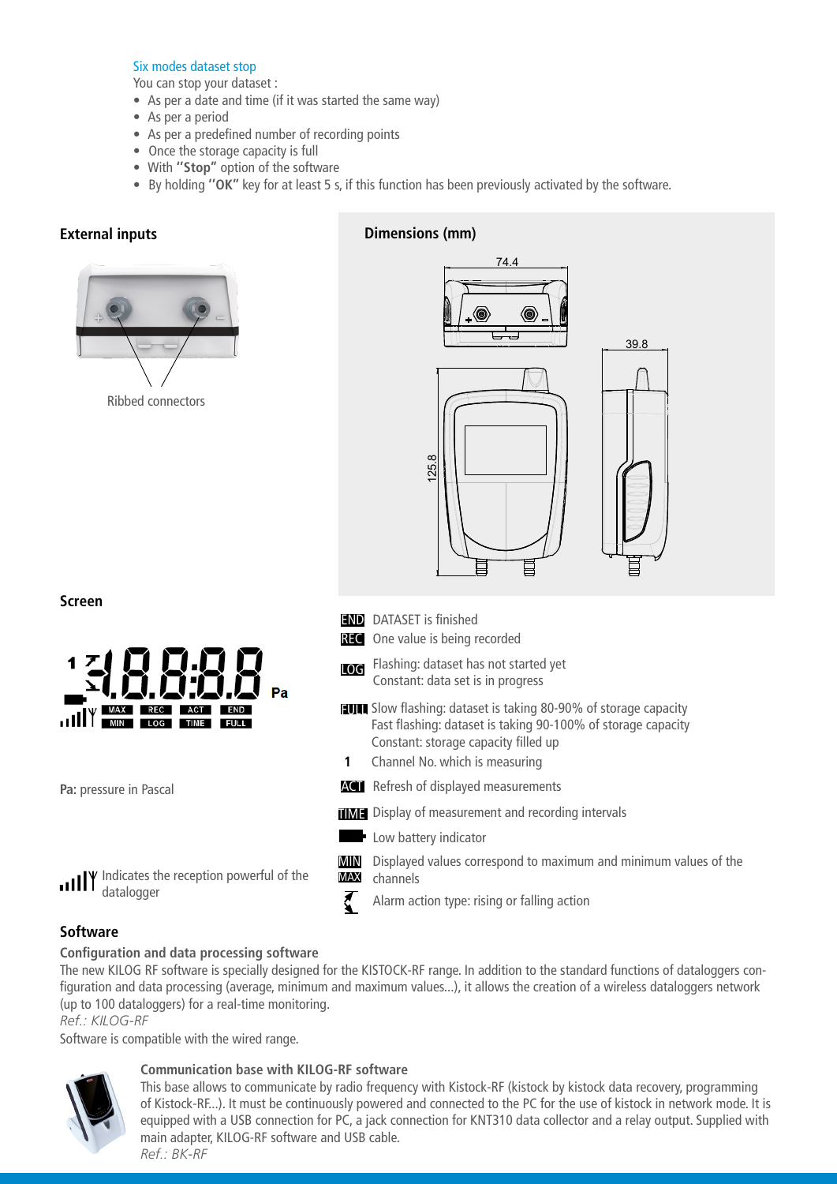### Six modes dataset stop

You can stop your dataset :

- As per a date and time (if it was started the same way)
- As per a period
- As per a predefined number of recording points
- Once the storage capacity is full
- With **"Stop"** option of the software
- By holding **"OK"** key for at least 5 s, if this function has been previously activated by the software.

## External inputs

Ribbed connectors

## Dimensions (mm)

74.4

39.8

125.8

## Screen

**Pa:** pressure in Pascal

Indicates the reception powerful of the datalogger

- **END** DATASET is finished
- **REC** One value is being recorded
- **LOG** Flashing: dataset has not started yet
  Constant: data set is in progress
- **FULL** Slow flashing: dataset is taking 80-90% of storage capacity
  Fast flashing: dataset is taking 90-100% of storage capacity
  Constant: storage capacity filled up
- **1** Channel No. which is measuring
- **ACT** Refresh of displayed measurements
- **TIME** Display of measurement and recording intervals
- Low battery indicator
- **MIN MAX** Displayed values correspond to maximum and minimum values of the channels
- Alarm action type: rising or falling action

## Software

**Configuration and data processing software**

The new KILOG RF software is specially designed for the KISTOCK-RF range. In addition to the standard functions of dataloggers configuration and data processing (average, minimum and maximum values...), it allows the creation of a wireless dataloggers network (up to 100 dataloggers) for a real-time monitoring.

*Ref.: KILOG-RF*

Software is compatible with the wired range.

**Communication base with KILOG-RF software**

This base allows to communicate by radio frequency with Kistock-RF (kistock by kistock data recovery, programming of Kistock-RF...). It must be continuously powered and connected to the PC for the use of kistock in network mode. It is equipped with a USB connection for PC, a jack connection for KNT310 data collector and a relay output. Supplied with main adapter, KILOG-RF software and USB cable.

*Ref.: BK-RF*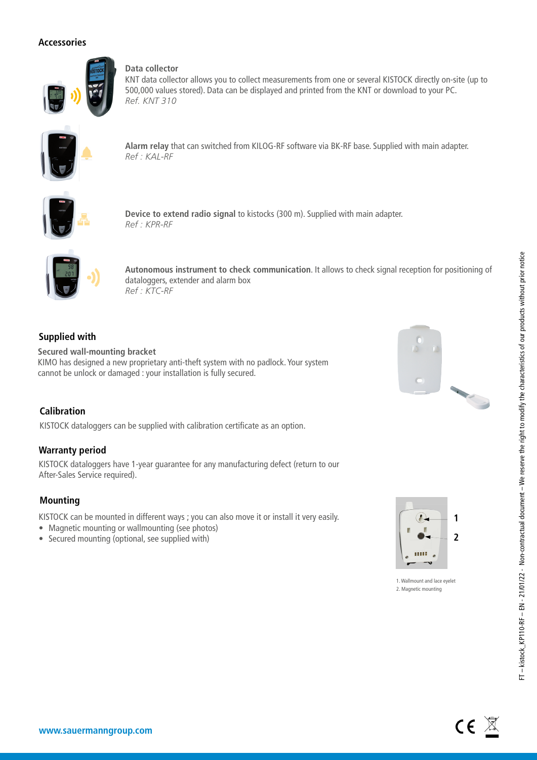## Accessories

**Data collector**
KNT data collector allows you to collect measurements from one or several KISTOCK directly on-site (up to 500,000 values stored). Data can be displayed and printed from the KNT or download to your PC.
*Ref. KNT 310*

**Alarm relay** that can switched from KILOG-RF software via BK-RF base. Supplied with main adapter.
*Ref : KAL-RF*

**Device to extend radio signal** to kistocks (300 m). Supplied with main adapter.
*Ref : KPR-RF*

**Autonomous instrument to check communication**. It allows to check signal reception for positioning of dataloggers, extender and alarm box
*Ref : KTC-RF*

## Supplied with

**Secured wall-mounting bracket**
KIMO has designed a new proprietary anti-theft system with no padlock. Your system cannot be unlock or damaged : your installation is fully secured.

## Calibration

KISTOCK dataloggers can be supplied with calibration certificate as an option.

## Warranty period

KISTOCK dataloggers have 1-year guarantee for any manufacturing defect (return to our After-Sales Service required).

## Mounting

KISTOCK can be mounted in different ways ; you can also move it or install it very easily.

- Magnetic mounting or wallmounting (see photos)
- Secured mounting (optional, see supplied with)

1
2

1. Wallmount and lace eyelet
2. Magnetic mounting

FT – kistock_KP110-RF – EN - 21/01/22 - Non-contractual document – We reserve the right to modify the characteristics of our products without prior notice

www.sauermanngroup.com